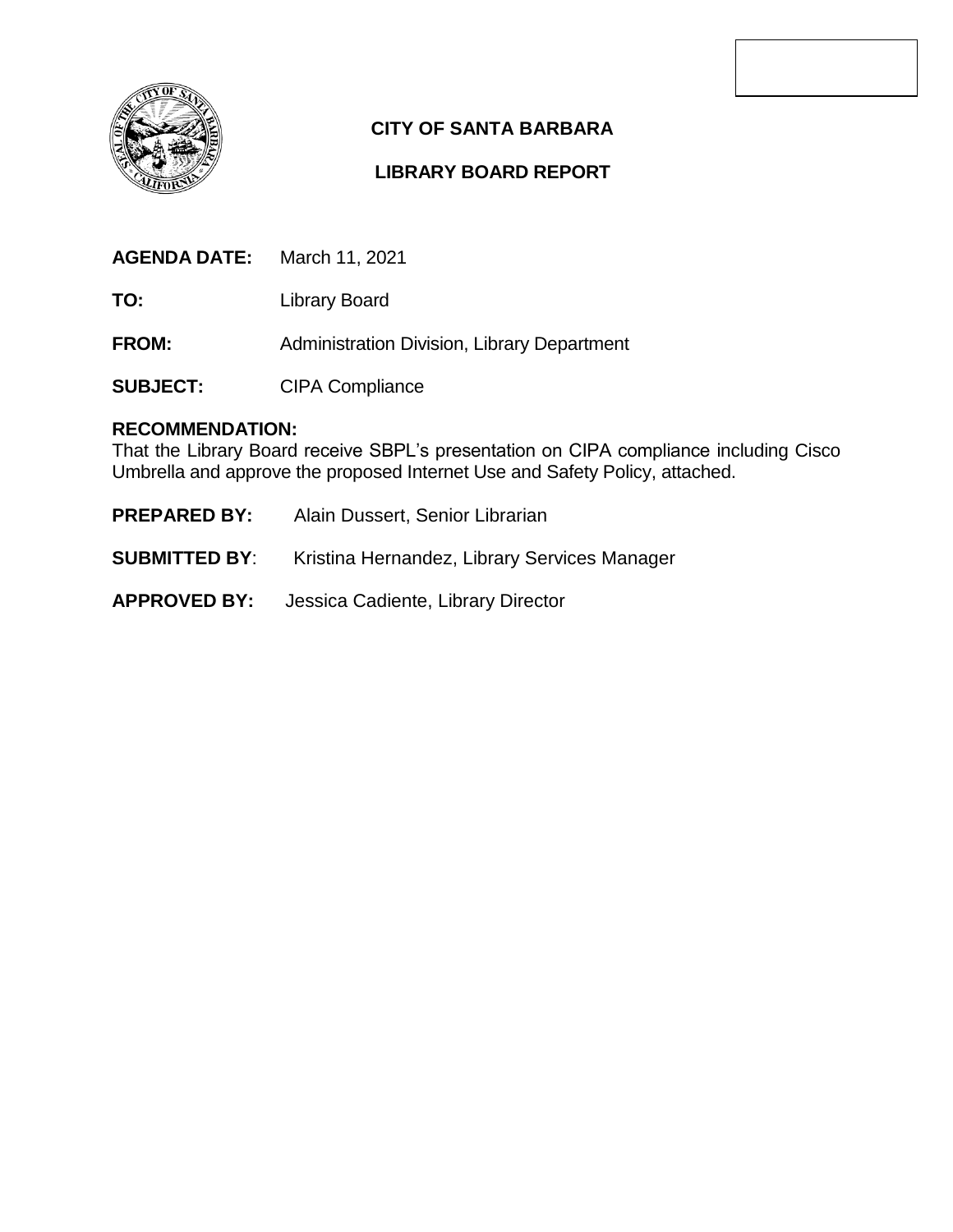# CITY OF SANTA BARBARA

## LIBRARY BOARD REPORT

**AGENDA DATE:** March 11, 2021

**TO:** Library Board

**FROM:** Administration Division, Library Department

**SUBJECT:** CIPA Compliance

**RECOMMENDATION:**

That the Library Board receive SBPL's presentation on CIPA compliance including Cisco Umbrella and approve the proposed Internet Use and Safety Policy, attached.

**PREPARED BY:** Alain Dussert, Senior Librarian

**SUBMITTED BY**: Kristina Hernandez, Library Services Manager

**APPROVED BY:** Jessica Cadiente, Library Director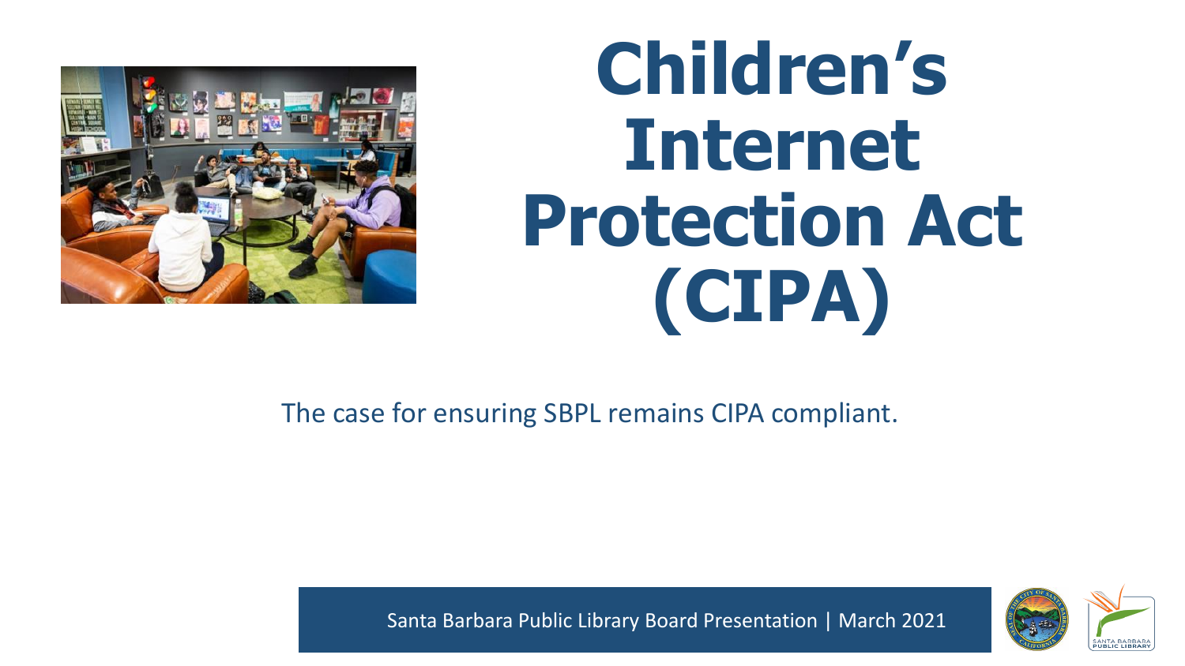# Children's Internet Protection Act (CIPA)

The case for ensuring SBPL remains CIPA compliant.

Santa Barbara Public Library Board Presentation | March 2021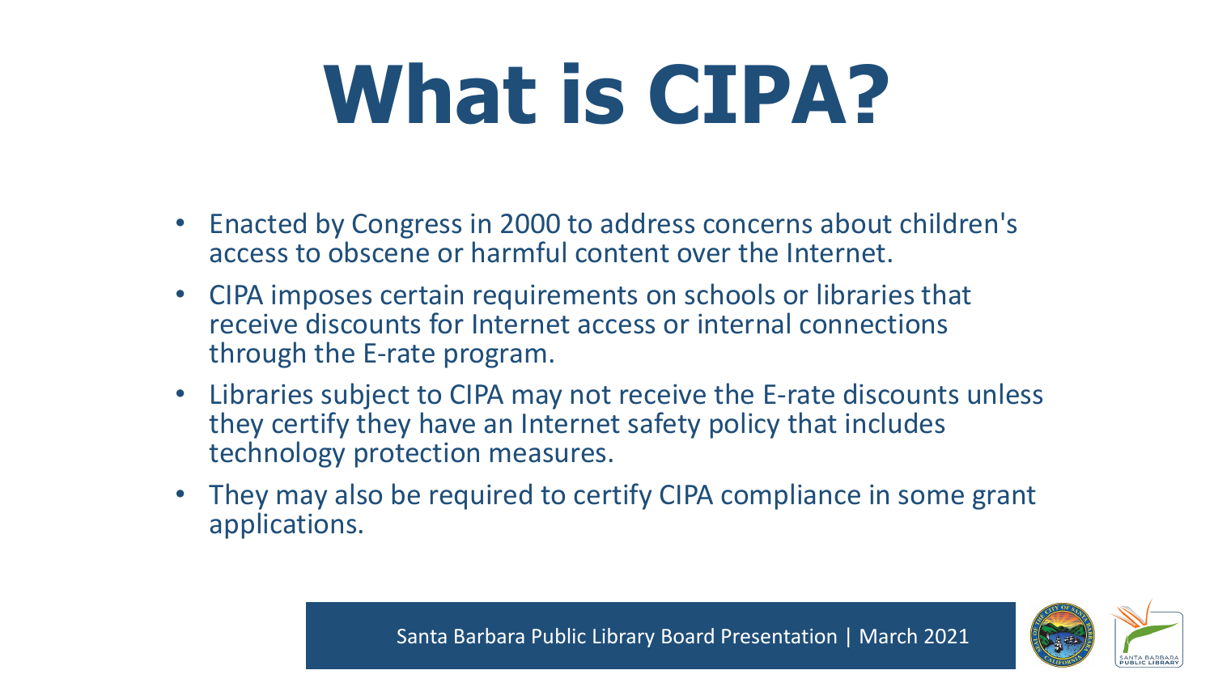# What is CIPA?

- Enacted by Congress in 2000 to address concerns about children's access to obscene or harmful content over the Internet.
- CIPA imposes certain requirements on schools or libraries that receive discounts for Internet access or internal connections through the E-rate program.
- Libraries subject to CIPA may not receive the E-rate discounts unless they certify they have an Internet safety policy that includes technology protection measures.
- They may also be required to certify CIPA compliance in some grant applications.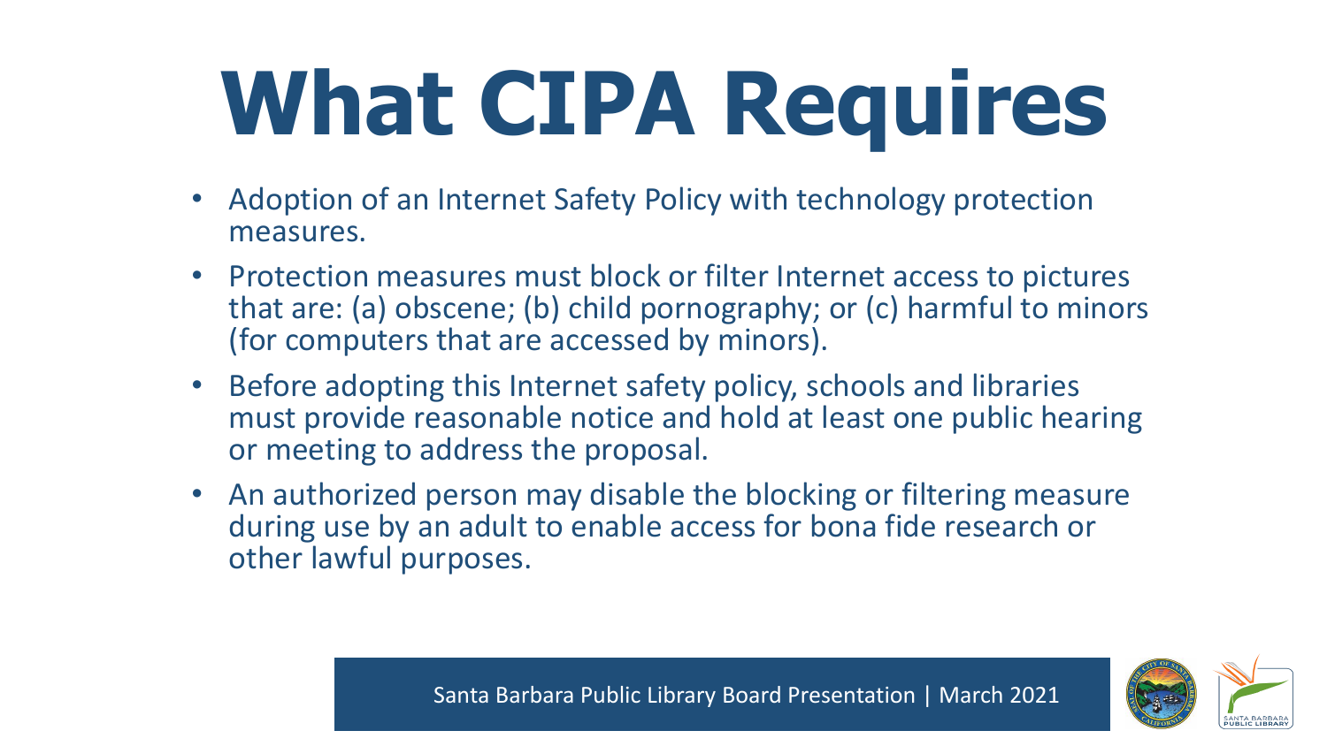# What CIPA Requires

- Adoption of an Internet Safety Policy with technology protection measures.
- Protection measures must block or filter Internet access to pictures that are: (a) obscene; (b) child pornography; or (c) harmful to minors (for computers that are accessed by minors).
- Before adopting this Internet safety policy, schools and libraries must provide reasonable notice and hold at least one public hearing or meeting to address the proposal.
- An authorized person may disable the blocking or filtering measure during use by an adult to enable access for bona fide research or other lawful purposes.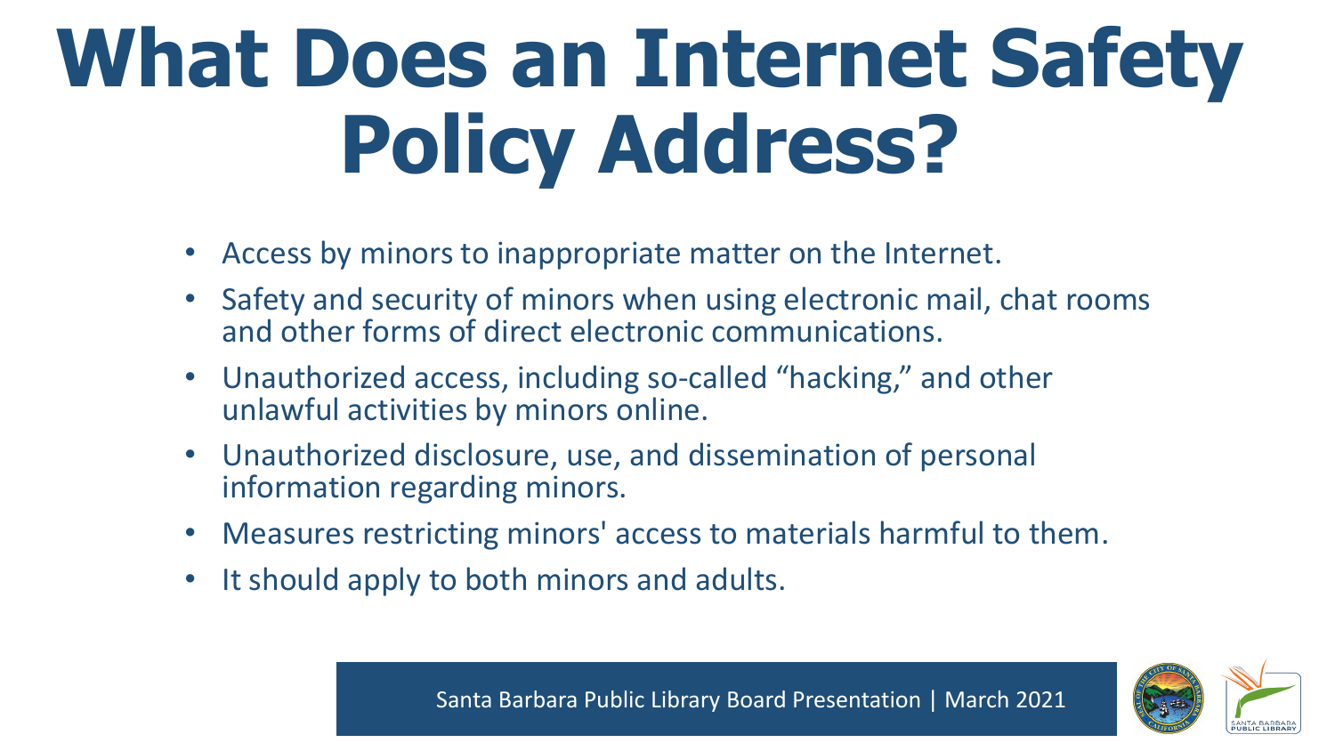# What Does an Internet Safety Policy Address?

- Access by minors to inappropriate matter on the Internet.
- Safety and security of minors when using electronic mail, chat rooms and other forms of direct electronic communications.
- Unauthorized access, including so-called "hacking," and other unlawful activities by minors online.
- Unauthorized disclosure, use, and dissemination of personal information regarding minors.
- Measures restricting minors' access to materials harmful to them.
- It should apply to both minors and adults.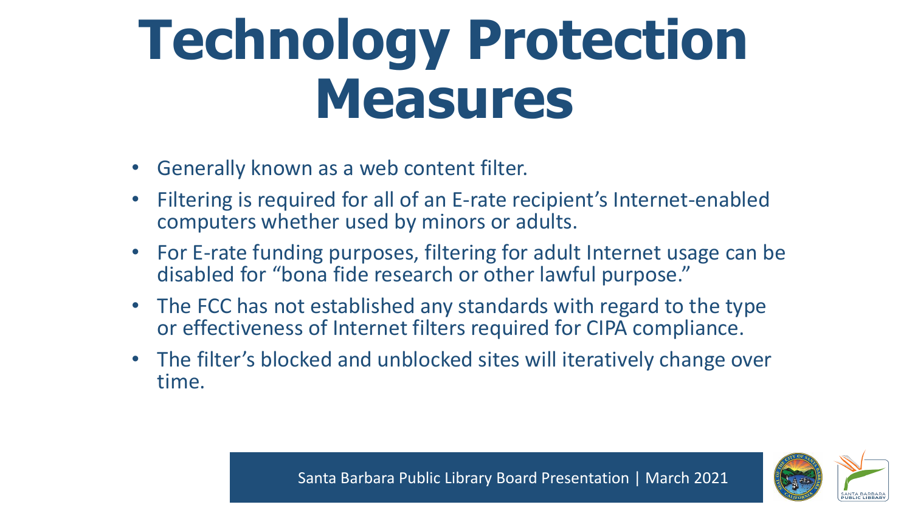# Technology Protection Measures

- Generally known as a web content filter.
- Filtering is required for all of an E-rate recipient's Internet-enabled computers whether used by minors or adults.
- For E-rate funding purposes, filtering for adult Internet usage can be disabled for "bona fide research or other lawful purpose."
- The FCC has not established any standards with regard to the type or effectiveness of Internet filters required for CIPA compliance.
- The filter's blocked and unblocked sites will iteratively change over time.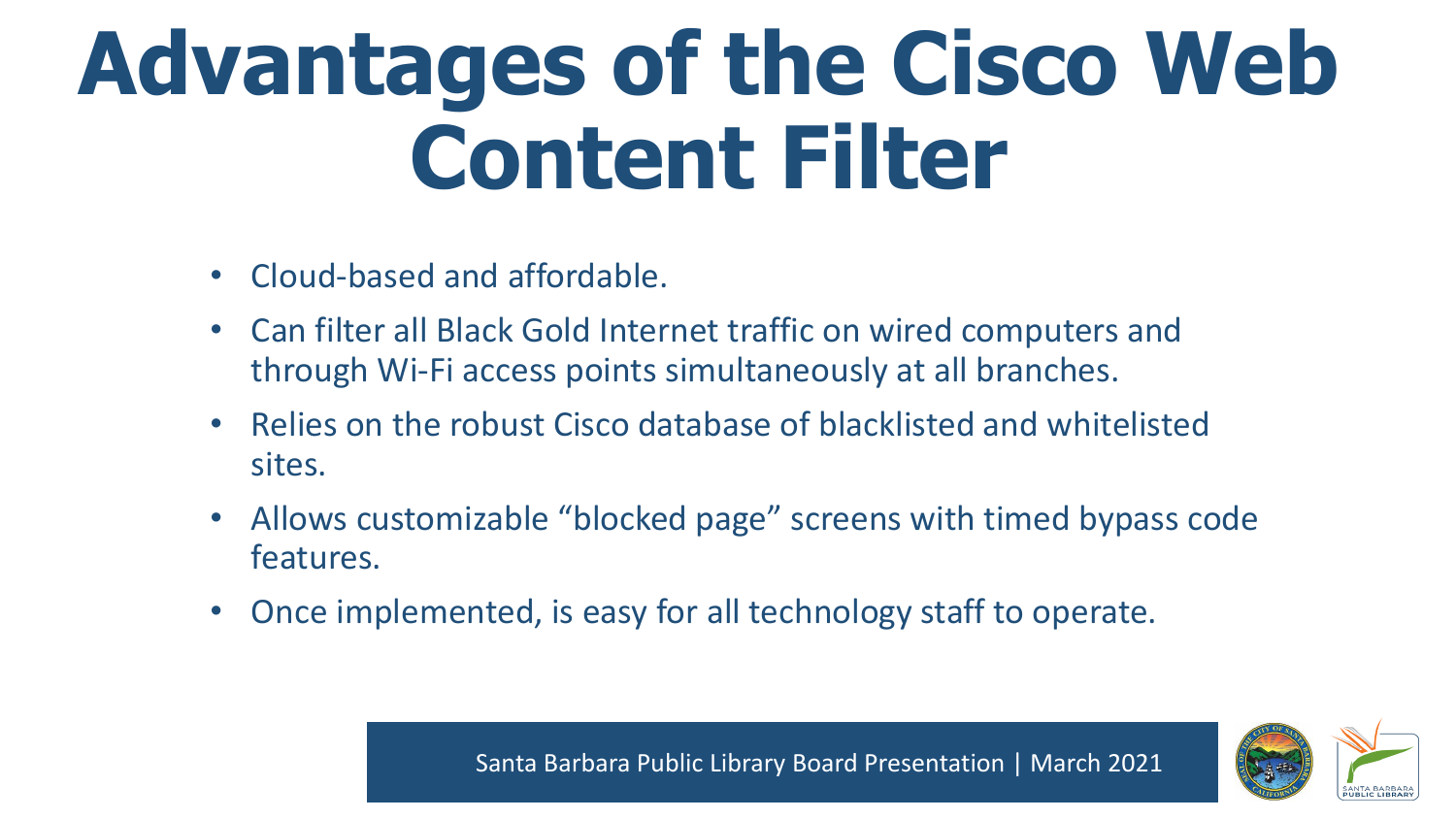# Advantages of the Cisco Web Content Filter

- Cloud-based and affordable.
- Can filter all Black Gold Internet traffic on wired computers and through Wi-Fi access points simultaneously at all branches.
- Relies on the robust Cisco database of blacklisted and whitelisted sites.
- Allows customizable "blocked page" screens with timed bypass code features.
- Once implemented, is easy for all technology staff to operate.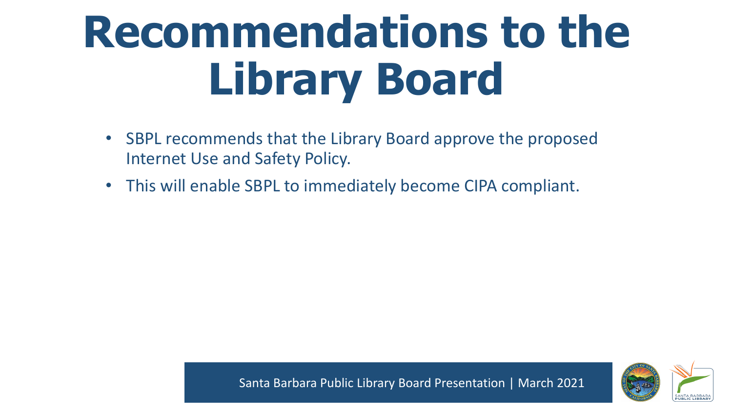# Recommendations to the Library Board

- SBPL recommends that the Library Board approve the proposed Internet Use and Safety Policy.
- This will enable SBPL to immediately become CIPA compliant.